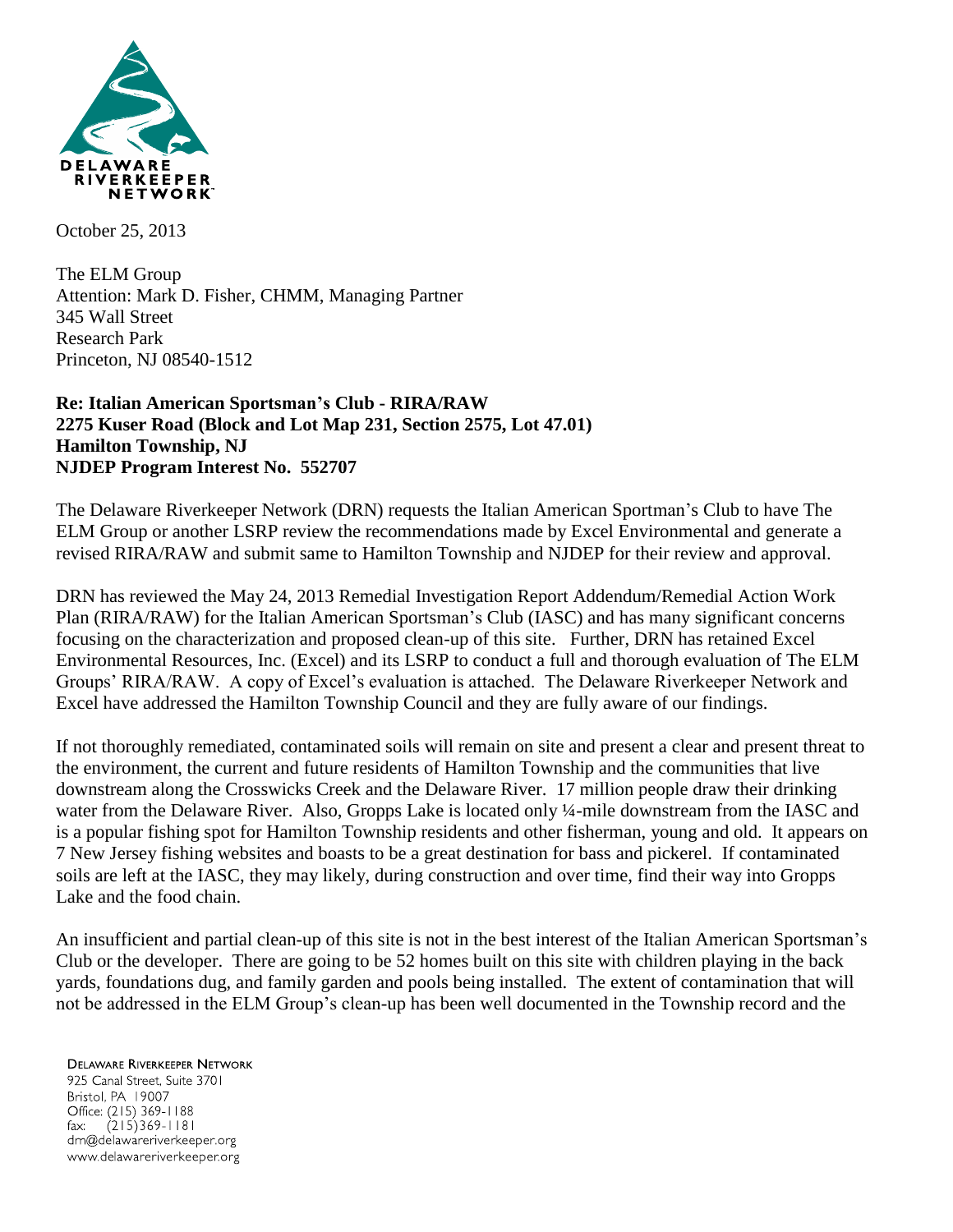DELAWARE RIVERKEEPER NETWORK

October 25, 2013

The ELM Group
Attention: Mark D. Fisher, CHMM, Managing Partner
345 Wall Street
Research Park
Princeton, NJ 08540-1512

**Re: Italian American Sportsman's Club - RIRA/RAW**
**2275 Kuser Road (Block and Lot Map 231, Section 2575, Lot 47.01)**
**Hamilton Township, NJ**
**NJDEP Program Interest No. 552707**

The Delaware Riverkeeper Network (DRN) requests the Italian American Sportsman's Club to have The ELM Group or another LSRP review the recommendations made by Excel Environmental and generate a revised RIRA/RAW and submit same to Hamilton Township and NJDEP for their review and approval.

DRN has reviewed the May 24, 2013 Remedial Investigation Report Addendum/Remedial Action Work Plan (RIRA/RAW) for the Italian American Sportsman's Club (IASC) and has many significant concerns focusing on the characterization and proposed clean-up of this site. Further, DRN has retained Excel Environmental Resources, Inc. (Excel) and its LSRP to conduct a full and thorough evaluation of The ELM Groups' RIRA/RAW. A copy of Excel's evaluation is attached. The Delaware Riverkeeper Network and Excel have addressed the Hamilton Township Council and they are fully aware of our findings.

If not thoroughly remediated, contaminated soils will remain on site and present a clear and present threat to the environment, the current and future residents of Hamilton Township and the communities that live downstream along the Crosswicks Creek and the Delaware River. 17 million people draw their drinking water from the Delaware River. Also, Gropps Lake is located only ¼-mile downstream from the IASC and is a popular fishing spot for Hamilton Township residents and other fisherman, young and old. It appears on 7 New Jersey fishing websites and boasts to be a great destination for bass and pickerel. If contaminated soils are left at the IASC, they may likely, during construction and over time, find their way into Gropps Lake and the food chain.

An insufficient and partial clean-up of this site is not in the best interest of the Italian American Sportsman's Club or the developer. There are going to be 52 homes built on this site with children playing in the back yards, foundations dug, and family garden and pools being installed. The extent of contamination that will not be addressed in the ELM Group's clean-up has been well documented in the Township record and the

DELAWARE RIVERKEEPER NETWORK
925 Canal Street, Suite 3701
Bristol, PA 19007
Office: (215) 369-1188
fax: (215)369-1181
drn@delawareriverkeeper.org
www.delawareriverkeeper.org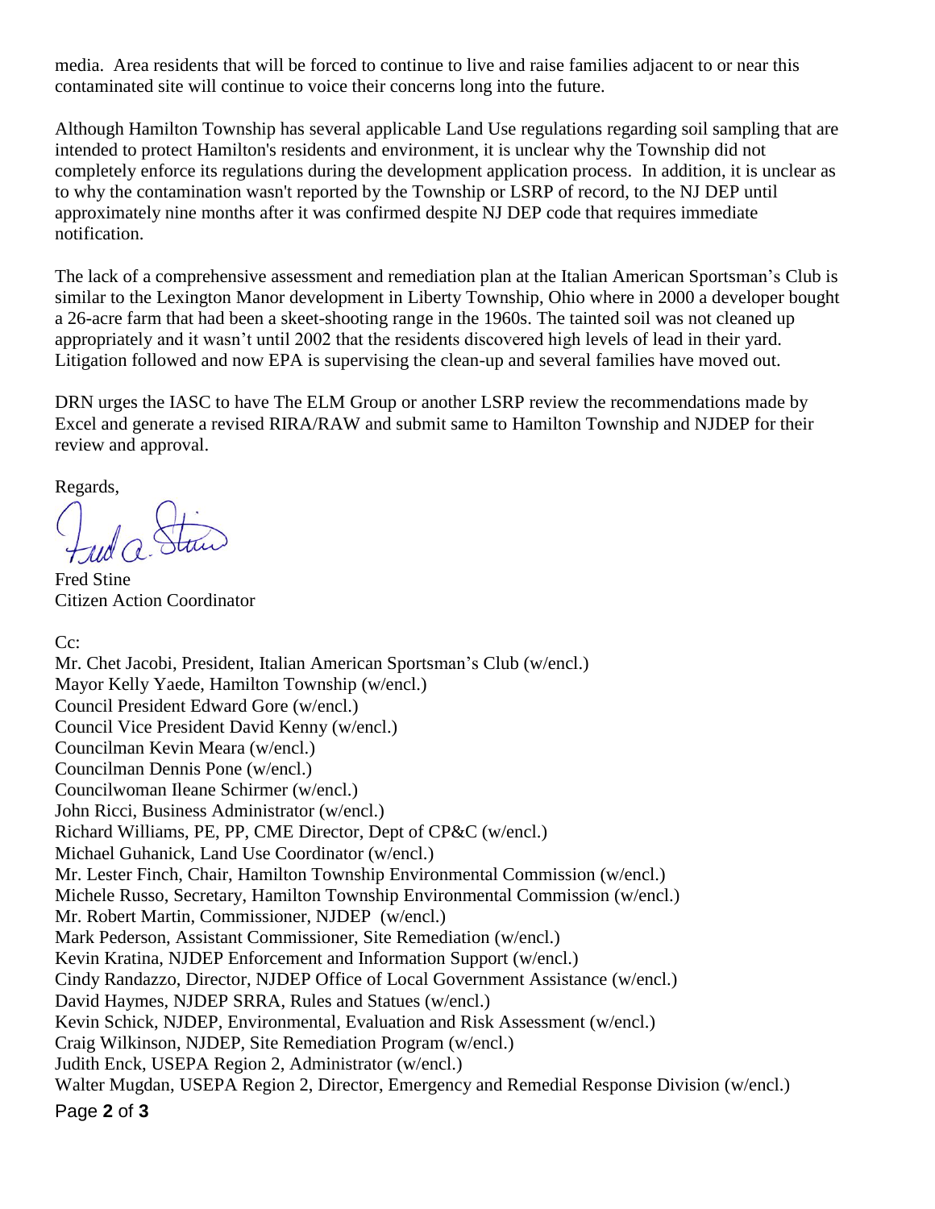media. Area residents that will be forced to continue to live and raise families adjacent to or near this contaminated site will continue to voice their concerns long into the future.

Although Hamilton Township has several applicable Land Use regulations regarding soil sampling that are intended to protect Hamilton's residents and environment, it is unclear why the Township did not completely enforce its regulations during the development application process. In addition, it is unclear as to why the contamination wasn't reported by the Township or LSRP of record, to the NJ DEP until approximately nine months after it was confirmed despite NJ DEP code that requires immediate notification.

The lack of a comprehensive assessment and remediation plan at the Italian American Sportsman's Club is similar to the Lexington Manor development in Liberty Township, Ohio where in 2000 a developer bought a 26-acre farm that had been a skeet-shooting range in the 1960s. The tainted soil was not cleaned up appropriately and it wasn't until 2002 that the residents discovered high levels of lead in their yard. Litigation followed and now EPA is supervising the clean-up and several families have moved out.

DRN urges the IASC to have The ELM Group or another LSRP review the recommendations made by Excel and generate a revised RIRA/RAW and submit same to Hamilton Township and NJDEP for their review and approval.

Regards,

Fred Stine
Citizen Action Coordinator

Cc:
Mr. Chet Jacobi, President, Italian American Sportsman's Club (w/encl.)
Mayor Kelly Yaede, Hamilton Township (w/encl.)
Council President Edward Gore (w/encl.)
Council Vice President David Kenny (w/encl.)
Councilman Kevin Meara (w/encl.)
Councilman Dennis Pone (w/encl.)
Councilwoman Ileane Schirmer (w/encl.)
John Ricci, Business Administrator (w/encl.)
Richard Williams, PE, PP, CME Director, Dept of CP&C (w/encl.)
Michael Guhanick, Land Use Coordinator (w/encl.)
Mr. Lester Finch, Chair, Hamilton Township Environmental Commission (w/encl.)
Michele Russo, Secretary, Hamilton Township Environmental Commission (w/encl.)
Mr. Robert Martin, Commissioner, NJDEP (w/encl.)
Mark Pederson, Assistant Commissioner, Site Remediation (w/encl.)
Kevin Kratina, NJDEP Enforcement and Information Support (w/encl.)
Cindy Randazzo, Director, NJDEP Office of Local Government Assistance (w/encl.)
David Haymes, NJDEP SRRA, Rules and Statues (w/encl.)
Kevin Schick, NJDEP, Environmental, Evaluation and Risk Assessment (w/encl.)
Craig Wilkinson, NJDEP, Site Remediation Program (w/encl.)
Judith Enck, USEPA Region 2, Administrator (w/encl.)
Walter Mugdan, USEPA Region 2, Director, Emergency and Remedial Response Division (w/encl.)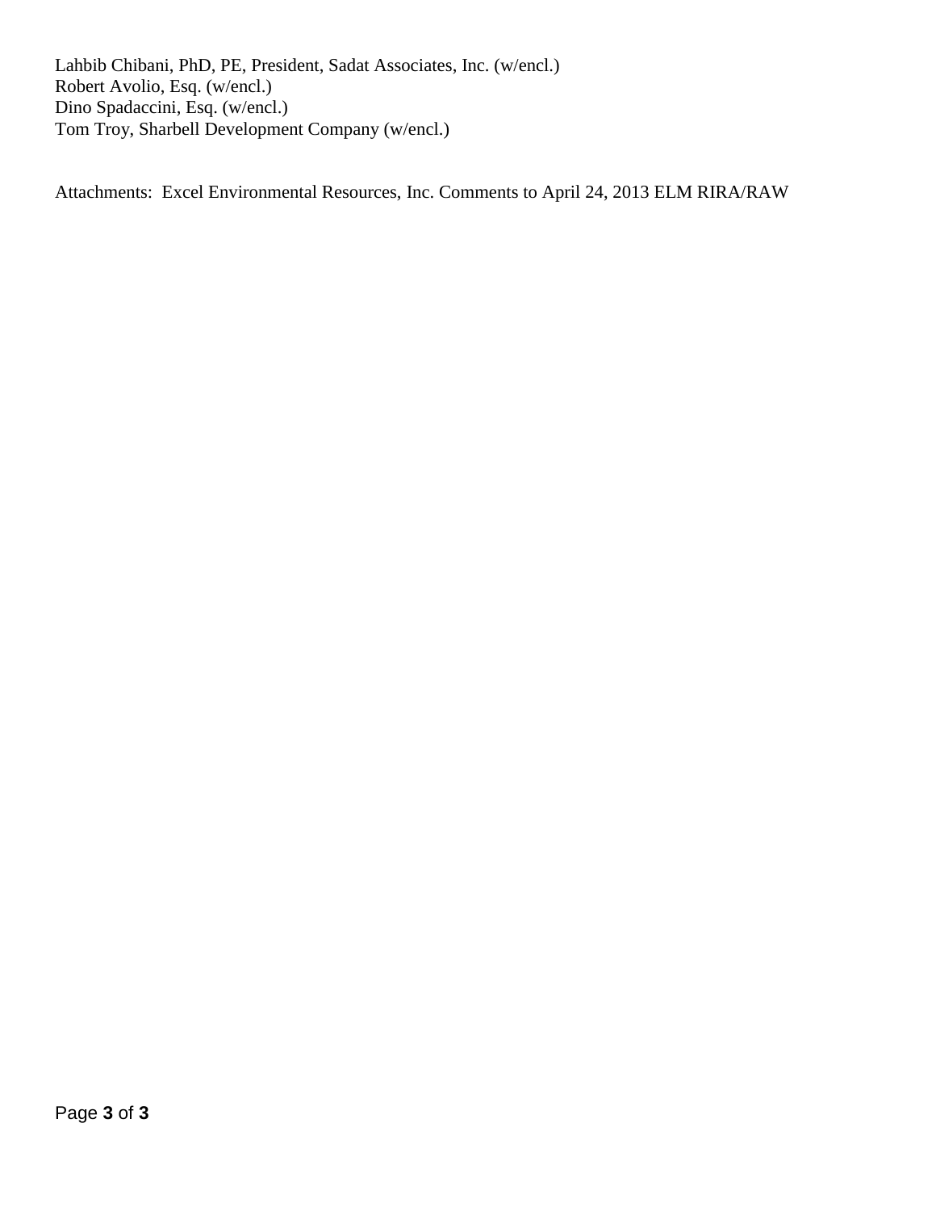Lahbib Chibani, PhD, PE, President, Sadat Associates, Inc. (w/encl.)
Robert Avolio, Esq. (w/encl.)
Dino Spadaccini, Esq. (w/encl.)
Tom Troy, Sharbell Development Company (w/encl.)

Attachments: Excel Environmental Resources, Inc. Comments to April 24, 2013 ELM RIRA/RAW